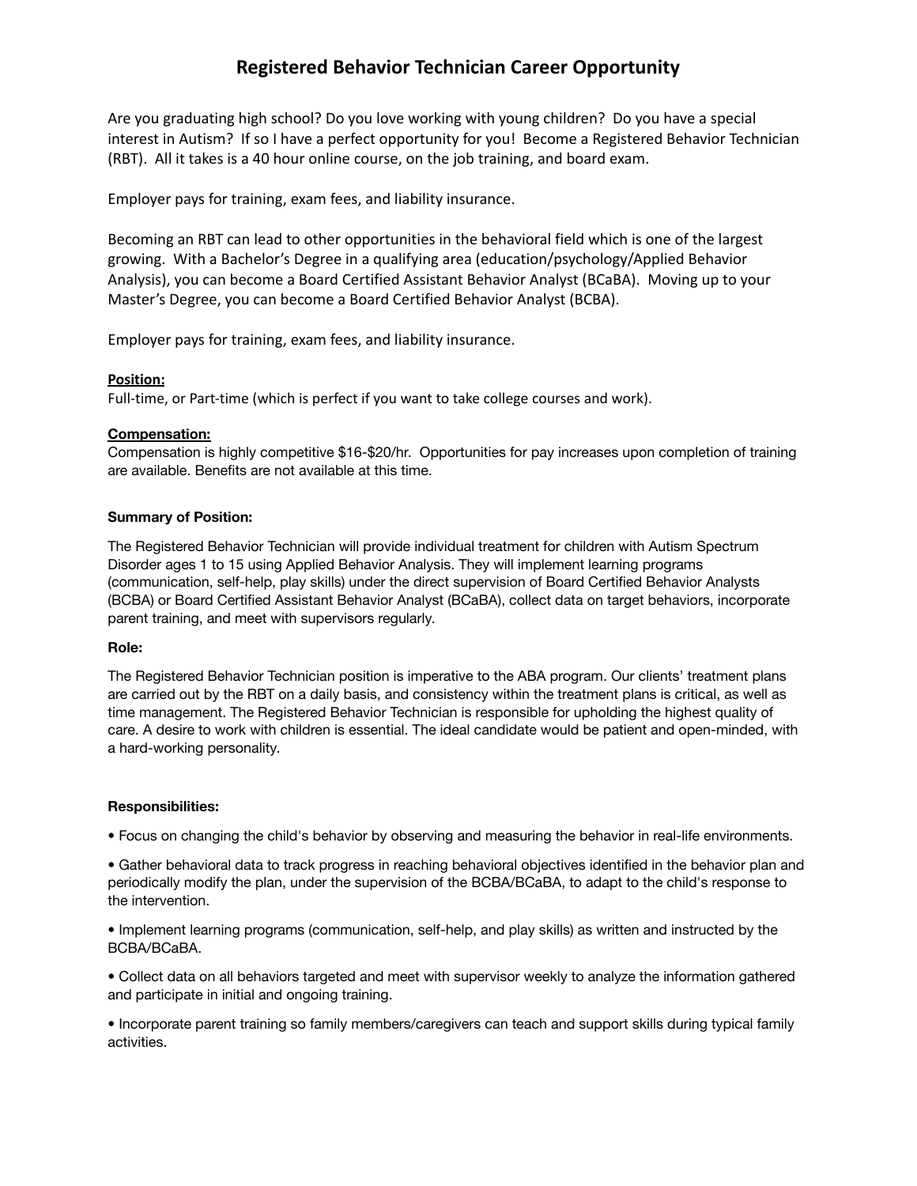# Registered Behavior Technician Career Opportunity

Are you graduating high school? Do you love working with young children? Do you have a special interest in Autism? If so I have a perfect opportunity for you! Become a Registered Behavior Technician (RBT). All it takes is a 40 hour online course, on the job training, and board exam.

Employer pays for training, exam fees, and liability insurance.

Becoming an RBT can lead to other opportunities in the behavioral field which is one of the largest growing. With a Bachelor's Degree in a qualifying area (education/psychology/Applied Behavior Analysis), you can become a Board Certified Assistant Behavior Analyst (BCaBA). Moving up to your Master's Degree, you can become a Board Certified Behavior Analyst (BCBA).

Employer pays for training, exam fees, and liability insurance.

**Position:**

Full-time, or Part-time (which is perfect if you want to take college courses and work).

**Compensation:**

Compensation is highly competitive $16-$20/hr. Opportunities for pay increases upon completion of training are available. Benefits are not available at this time.

**Summary of Position:**

The Registered Behavior Technician will provide individual treatment for children with Autism Spectrum Disorder ages 1 to 15 using Applied Behavior Analysis. They will implement learning programs (communication, self-help, play skills) under the direct supervision of Board Certified Behavior Analysts (BCBA) or Board Certified Assistant Behavior Analyst (BCaBA), collect data on target behaviors, incorporate parent training, and meet with supervisors regularly.

**Role:**

The Registered Behavior Technician position is imperative to the ABA program. Our clients' treatment plans are carried out by the RBT on a daily basis, and consistency within the treatment plans is critical, as well as time management. The Registered Behavior Technician is responsible for upholding the highest quality of care. A desire to work with children is essential. The ideal candidate would be patient and open-minded, with a hard-working personality.

**Responsibilities:**

- Focus on changing the child's behavior by observing and measuring the behavior in real-life environments.
- Gather behavioral data to track progress in reaching behavioral objectives identified in the behavior plan and periodically modify the plan, under the supervision of the BCBA/BCaBA, to adapt to the child's response to the intervention.
- Implement learning programs (communication, self-help, and play skills) as written and instructed by the BCBA/BCaBA.
- Collect data on all behaviors targeted and meet with supervisor weekly to analyze the information gathered and participate in initial and ongoing training.
- Incorporate parent training so family members/caregivers can teach and support skills during typical family activities.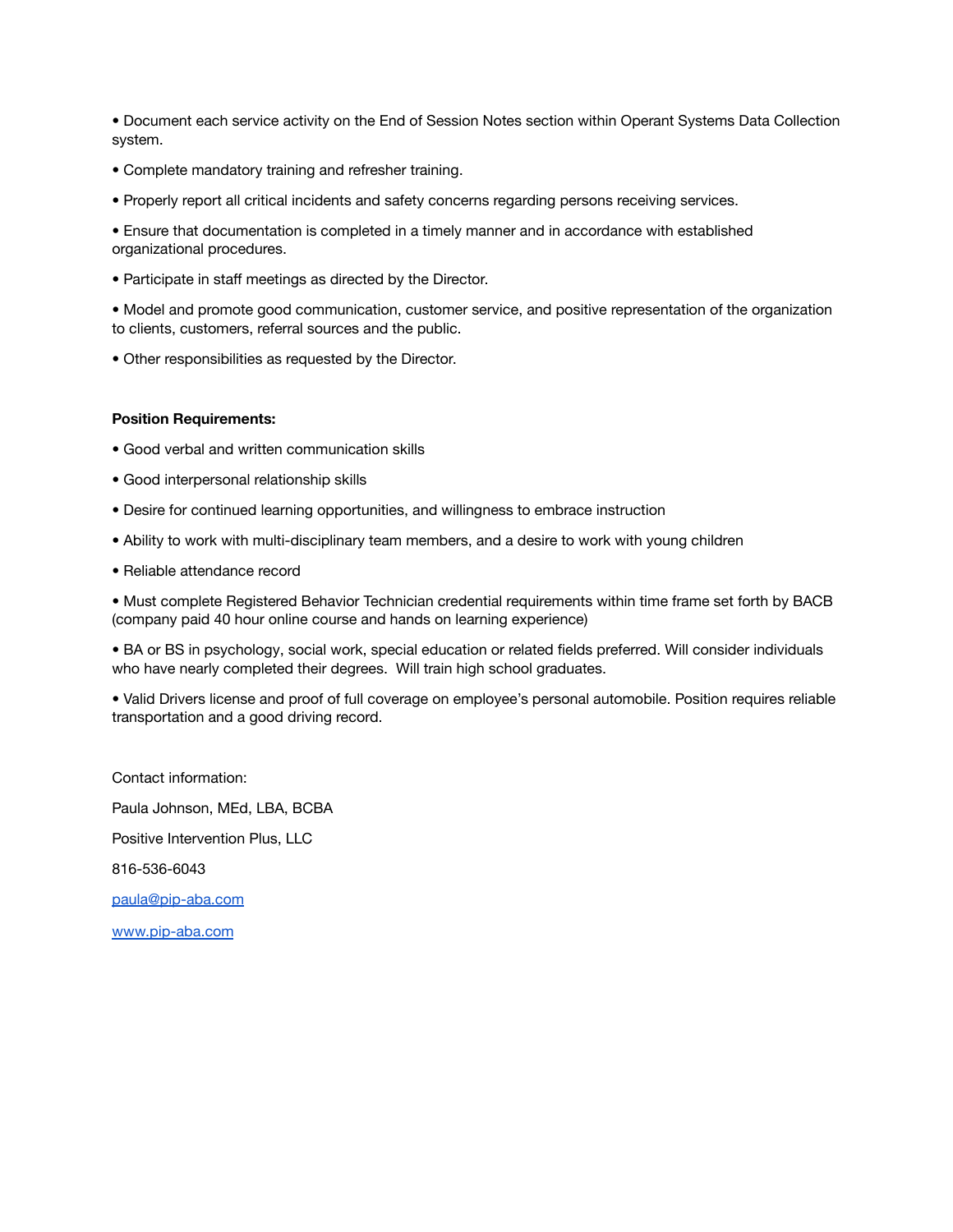- Document each service activity on the End of Session Notes section within Operant Systems Data Collection system.
- Complete mandatory training and refresher training.
- Properly report all critical incidents and safety concerns regarding persons receiving services.
- Ensure that documentation is completed in a timely manner and in accordance with established organizational procedures.
- Participate in staff meetings as directed by the Director.
- Model and promote good communication, customer service, and positive representation of the organization to clients, customers, referral sources and the public.
- Other responsibilities as requested by the Director.

**Position Requirements:**

- Good verbal and written communication skills
- Good interpersonal relationship skills
- Desire for continued learning opportunities, and willingness to embrace instruction
- Ability to work with multi-disciplinary team members, and a desire to work with young children
- Reliable attendance record
- Must complete Registered Behavior Technician credential requirements within time frame set forth by BACB (company paid 40 hour online course and hands on learning experience)
- BA or BS in psychology, social work, special education or related fields preferred. Will consider individuals who have nearly completed their degrees. Will train high school graduates.
- Valid Drivers license and proof of full coverage on employee's personal automobile. Position requires reliable transportation and a good driving record.

Contact information:

Paula Johnson, MEd, LBA, BCBA

Positive Intervention Plus, LLC

816-536-6043

[paula@pip-aba.com](mailto:paula@pip-aba.com)

[www.pip-aba.com](http://www.pip-aba.com)